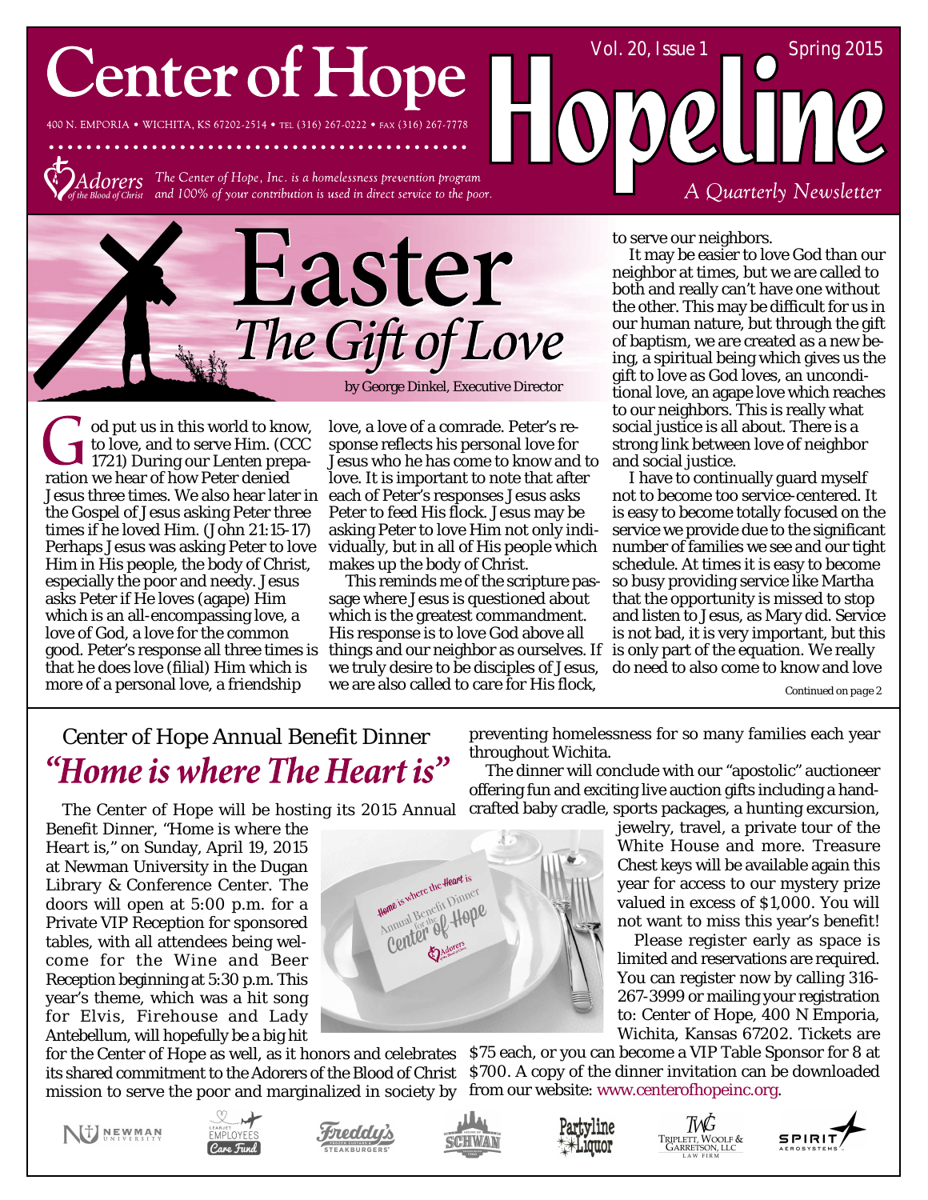# Center of Hope

400 N. EMPORIA • WICHITA, KS 67202-2514 • TEL (316) 267-0222 • FAX (316) 267-7778

Adorers of the Blood of Christ — *The Center of Hope, Inc. is a homelessness prevention program and 100% of your contribution is used in direct service to the poor.*

# Hopeline

Vol. 20, Issue 1 — Spring 2015

*A Quarterly Newsletter*

## Easter *The Gift of Love*

by George Dinkel, Executive Director

God put us in this world to know, to love, and to serve Him. (CCC 1721) During our Lenten preparation we hear of how Peter denied Jesus three times. We also hear later in the Gospel of Jesus asking Peter three times if he loved Him. (John 21:15-17) Perhaps Jesus was asking Peter to love Him in His people, the body of Christ, especially the poor and needy. Jesus asks Peter if He loves (agape) Him which is an all-encompassing love, a love of God, a love for the common good. Peter's response all three times is that he does love (filial) Him which is more of a personal love, a friendship love, a love of a comrade. Peter's response reflects his personal love for Jesus who he has come to know and to love. It is important to note that after each of Peter's responses Jesus asks Peter to feed His flock. Jesus may be asking Peter to love Him not only individually, but in all of His people which makes up the body of Christ.

This reminds me of the scripture passage where Jesus is questioned about which is the greatest commandment. His response is to love God above all things and our neighbor as ourselves. If we truly desire to be disciples of Jesus, we are also called to care for His flock, to serve our neighbors.

It may be easier to love God than our neighbor at times, but we are called to both and really can't have one without the other. This may be difficult for us in our human nature, but through the gift of baptism, we are created as a new being, a spiritual being which gives us the gift to love as God loves, an unconditional love, an agape love which reaches to our neighbors. This is really what social justice is all about. There is a strong link between love of neighbor and social justice.

I have to continually guard myself not to become too service-centered. It is easy to become totally focused on the service we provide due to the significant number of families we see and our tight schedule. At times it is easy to become so busy providing service like Martha that the opportunity is missed to stop and listen to Jesus, as Mary did. Service is not bad, it is very important, but this is only part of the equation. We really do need to also come to know and love

*Continued on page 2*

## Center of Hope Annual Benefit Dinner *"Home is where The Heart is"*

The Center of Hope will be hosting its 2015 Annual Benefit Dinner, "Home is where the Heart is," on Sunday, April 19, 2015 at Newman University in the Dugan Library & Conference Center. The doors will open at 5:00 p.m. for a Private VIP Reception for sponsored tables, with all attendees being welcome for the Wine and Beer Reception beginning at 5:30 p.m. This year's theme, which was a hit song for Elvis, Firehouse and Lady Antebellum, will hopefully be a big hit for the Center of Hope as well, as it honors and celebrates its shared commitment to the Adorers of the Blood of Christ mission to serve the poor and marginalized in society by preventing homelessness for so many families each year throughout Wichita.

The dinner will conclude with our "apostolic" auctioneer offering fun and exciting live auction gifts including a handcrafted baby cradle, sports packages, a hunting excursion, jewelry, travel, a private tour of the White House and more. Treasure Chest keys will be available again this year for access to our mystery prize valued in excess of $1,000. You will not want to miss this year's benefit!

Please register early as space is limited and reservations are required. You can register now by calling 316-267-3999 or mailing your registration to: Center of Hope, 400 N Emporia, Wichita, Kansas 67202. Tickets are $75 each, or you can become a VIP Table Sponsor for 8 at $700. A copy of the dinner invitation can be downloaded from our website: www.centerofhopeinc.org.

Newman University • Learjet Employees Care Fund • Freddy's Steakburgers • Schwan • Partyline Liquor • Triplett, Woolf & Garretson, LLC Law Firm • Spirit AeroSystems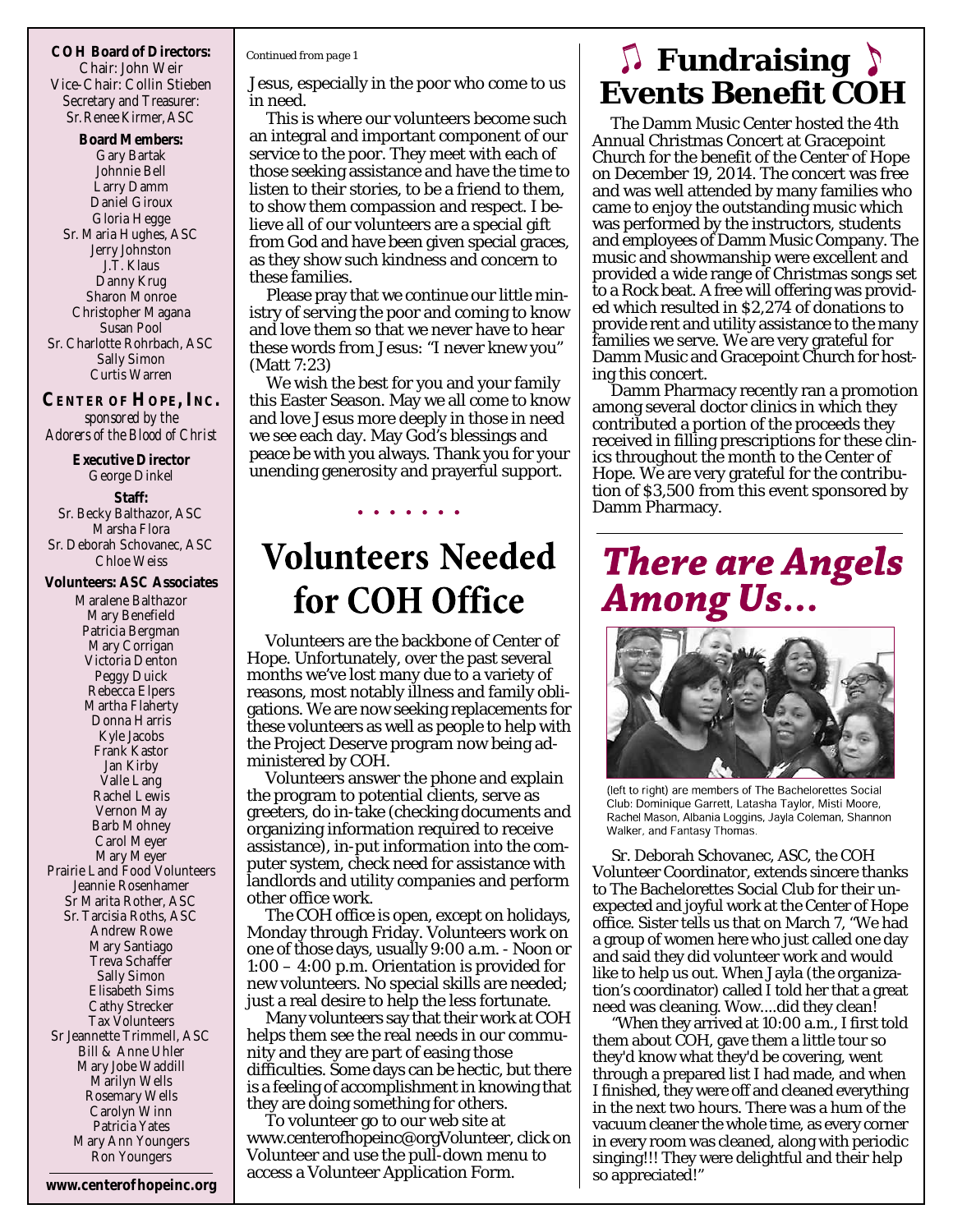**COH Board of Directors:**
Chair: John Weir
Vice-Chair: Collin Stieben
Secretary and Treasurer: Sr. Renee Kirmer, ASC

**Board Members:**
Gary Bartak
Johnnie Bell
Larry Damm
Daniel Giroux
Gloria Hegge
Sr. Maria Hughes, ASC
Jerry Johnston
J.T. Klaus
Danny Krug
Sharon Monroe
Christopher Magana
Susan Pool
Sr. Charlotte Rohrbach, ASC
Sally Simon
Curtis Warren

**CENTER OF HOPE, INC.**
*sponsored by the Adorers of the Blood of Christ*

**Executive Director**
George Dinkel

**Staff:**
Sr. Becky Balthazor, ASC
Marsha Flora
Sr. Deborah Schovanec, ASC
Chloe Weiss

**Volunteers: ASC Associates**
Maralene Balthazor
Mary Benefield
Patricia Bergman
Mary Corrigan
Victoria Denton
Peggy Duick
Rebecca Elpers
Martha Flaherty
Donna Harris
Kyle Jacobs
Frank Kastor
Jan Kirby
Valle Lang
Rachel Lewis
Vernon May
Barb Mohney
Carol Meyer
Mary Meyer
Prairie Land Food Volunteers
Jeannie Rosenhamer
Sr Marita Rother, ASC
Sr. Tarcisia Roths, ASC
Andrew Rowe
Mary Santiago
Treva Schaffer
Sally Simon
Elisabeth Sims
Cathy Strecker
Tax Volunteers
Sr Jeannette Trimmell, ASC
Bill & Anne Uhler
Mary Jobe Waddill
Marilyn Wells
Rosemary Wells
Carolyn Winn
Patricia Yates
Mary Ann Youngers
Ron Youngers

**www.centerofhopeinc.org**

*Continued from page 1*

Jesus, especially in the poor who come to us in need.

This is where our volunteers become such an integral and important component of our service to the poor. They meet with each of those seeking assistance and have the time to listen to their stories, to be a friend to them, to show them compassion and respect. I believe all of our volunteers are a special gift from God and have been given special graces, as they show such kindness and concern to these families.

Please pray that we continue our little ministry of serving the poor and coming to know and love them so that we never have to hear these words from Jesus: "I never knew you" (Matt 7:23)

We wish the best for you and your family this Easter Season. May we all come to know and love Jesus more deeply in those in need we see each day. May God's blessings and peace be with you always. Thank you for your unending generosity and prayerful support.

# Volunteers Needed for COH Office

Volunteers are the backbone of Center of Hope. Unfortunately, over the past several months we've lost many due to a variety of reasons, most notably illness and family obligations. We are now seeking replacements for these volunteers as well as people to help with the Project Deserve program now being administered by COH.

Volunteers answer the phone and explain the program to potential clients, serve as greeters, do in-take (checking documents and organizing information required to receive assistance), in-put information into the computer system, check need for assistance with landlords and utility companies and perform other office work.

The COH office is open, except on holidays, Monday through Friday. Volunteers work on one of those days, usually 9:00 a.m. - Noon or 1:00 – 4:00 p.m. Orientation is provided for new volunteers. No special skills are needed; just a real desire to help the less fortunate.

Many volunteers say that their work at COH helps them see the real needs in our community and they are part of easing those difficulties. Some days can be hectic, but there is a feeling of accomplishment in knowing that they are doing something for others.

To volunteer go to our web site at www.centerofhopeinc@orgVolunteer, click on Volunteer and use the pull-down menu to access a Volunteer Application Form.

# ♫ Fundraising Events Benefit COH ♪

The Damm Music Center hosted the 4th Annual Christmas Concert at Gracepoint Church for the benefit of the Center of Hope on December 19, 2014. The concert was free and was well attended by many families who came to enjoy the outstanding music which was performed by the instructors, students and employees of Damm Music Company. The music and showmanship were excellent and provided a wide range of Christmas songs set to a Rock beat. A free will offering was provided which resulted in $2,274 of donations to provide rent and utility assistance to the many families we serve. We are very grateful for Damm Music and Gracepoint Church for hosting this concert.

Damm Pharmacy recently ran a promotion among several doctor clinics in which they contributed a portion of the proceeds they received in filling prescriptions for these clinics throughout the month to the Center of Hope. We are very grateful for the contribution of $3,500 from this event sponsored by Damm Pharmacy.

# *There are Angels Among Us...*

(left to right) are members of The Bachelorettes Social Club: Dominique Garrett, Latasha Taylor, Misti Moore, Rachel Mason, Albania Loggins, Jayla Coleman, Shannon Walker, and Fantasy Thomas.

Sr. Deborah Schovanec, ASC, the COH Volunteer Coordinator, extends sincere thanks to The Bachelorettes Social Club for their unexpected and joyful work at the Center of Hope office. Sister tells us that on March 7, "We had a group of women here who just called one day and said they did volunteer work and would like to help us out. When Jayla (the organization's coordinator) called I told her that a great need was cleaning. Wow....did they clean!

"When they arrived at 10:00 a.m., I first told them about COH, gave them a little tour so they'd know what they'd be covering, went through a prepared list I had made, and when I finished, they were off and cleaned everything in the next two hours. There was a hum of the vacuum cleaner the whole time, as every corner in every room was cleaned, along with periodic singing!!! They were delightful and their help so appreciated!"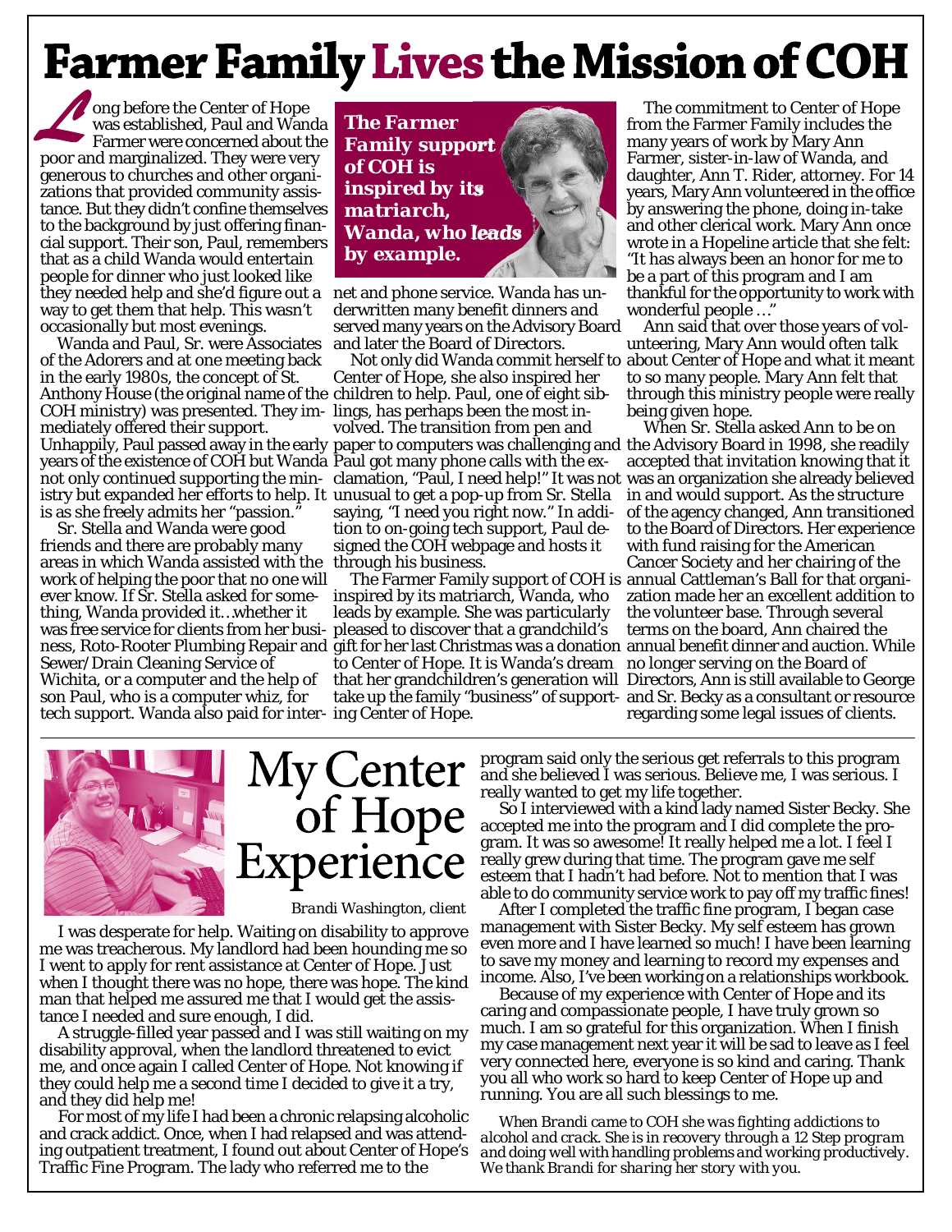# Farmer Family Lives the Mission of COH

Long before the Center of Hope was established, Paul and Wanda Farmer were concerned about the poor and marginalized. They were very generous to churches and other organizations that provided community assistance. But they didn't confine themselves to the background by just offering financial support. Their son, Paul, remembers that as a child Wanda would entertain people for dinner who just looked like they needed help and she'd figure out a way to get them that help. This wasn't occasionally but most evenings.

Wanda and Paul, Sr. were Associates of the Adorers and at one meeting back in the early 1980s, the concept of St. Anthony House (the original name of the COH ministry) was presented. They immediately offered their support. Unhappily, Paul passed away in the early years of the existence of COH but Wanda not only continued supporting the ministry but expanded her efforts to help. It is as she freely admits her "passion."

Sr. Stella and Wanda were good friends and there are probably many areas in which Wanda assisted with the work of helping the poor that no one will ever know. If Sr. Stella asked for something, Wanda provided it…whether it was free service for clients from her business, Roto-Rooter Plumbing Repair and Sewer/Drain Cleaning Service of Wichita, or a computer and the help of son Paul, who is a computer whiz, for tech support. Wanda also paid for internet and phone service. Wanda has underwritten many benefit dinners and served many years on the Advisory Board and later the Board of Directors.

**The Farmer Family support of COH is inspired by its matriarch, Wanda, who leads by example.**

Not only did Wanda commit herself to Center of Hope, she also inspired her children to help. Paul, one of eight siblings, has perhaps been the most involved. The transition from pen and paper to computers was challenging and Paul got many phone calls with the exclamation, "Paul, I need help!" It was not unusual to get a pop-up from Sr. Stella saying, "I need you right now." In addition to on-going tech support, Paul designed the COH webpage and hosts it through his business.

The Farmer Family support of COH is inspired by its matriarch, Wanda, who leads by example. She was particularly pleased to discover that a grandchild's gift for her last Christmas was a donation to Center of Hope. It is Wanda's dream that her grandchildren's generation will take up the family "business" of supporting Center of Hope.

The commitment to Center of Hope from the Farmer Family includes the many years of work by Mary Ann Farmer, sister-in-law of Wanda, and daughter, Ann T. Rider, attorney. For 14 years, Mary Ann volunteered in the office by answering the phone, doing in-take and other clerical work. Mary Ann once wrote in a Hopeline article that she felt: "It has always been an honor for me to be a part of this program and I am thankful for the opportunity to work with wonderful people …"

Ann said that over those years of volunteering, Mary Ann would often talk about Center of Hope and what it meant to so many people. Mary Ann felt that through this ministry people were really being given hope.

When Sr. Stella asked Ann to be on the Advisory Board in 1998, she readily accepted that invitation knowing that it was an organization she already believed in and would support. As the structure of the agency changed, Ann transitioned to the Board of Directors. Her experience with fund raising for the American Cancer Society and her chairing of the annual Cattleman's Ball for that organization made her an excellent addition to the volunteer base. Through several terms on the board, Ann chaired the annual benefit dinner and auction. While no longer serving on the Board of Directors, Ann is still available to George and Sr. Becky as a consultant or resource regarding some legal issues of clients.

# My Center of Hope Experience

*Brandi Washington, client*

I was desperate for help. Waiting on disability to approve me was treacherous. My landlord had been hounding me so I went to apply for rent assistance at Center of Hope. Just when I thought there was no hope, there was hope. The kind man that helped me assured me that I would get the assistance I needed and sure enough, I did.

A struggle-filled year passed and I was still waiting on my disability approval, when the landlord threatened to evict me, and once again I called Center of Hope. Not knowing if they could help me a second time I decided to give it a try, and they did help me!

For most of my life I had been a chronic relapsing alcoholic and crack addict. Once, when I had relapsed and was attending outpatient treatment, I found out about Center of Hope's Traffic Fine Program. The lady who referred me to the program said only the serious get referrals to this program and she believed I was serious. Believe me, I was serious. I really wanted to get my life together.

So I interviewed with a kind lady named Sister Becky. She accepted me into the program and I did complete the program. It was so awesome! It really helped me a lot. I feel I really grew during that time. The program gave me self esteem that I hadn't had before. Not to mention that I was able to do community service work to pay off my traffic fines!

After I completed the traffic fine program, I began case management with Sister Becky. My self esteem has grown even more and I have learned so much! I have been learning to save my money and learning to record my expenses and income. Also, I've been working on a relationships workbook.

Because of my experience with Center of Hope and its caring and compassionate people, I have truly grown so much. I am so grateful for this organization. When I finish my case management next year it will be sad to leave as I feel very connected here, everyone is so kind and caring. Thank you all who work so hard to keep Center of Hope up and running. You are all such blessings to me.

*When Brandi came to COH she was fighting addictions to alcohol and crack. She is in recovery through a 12 Step program and doing well with handling problems and working productively. We thank Brandi for sharing her story with you.*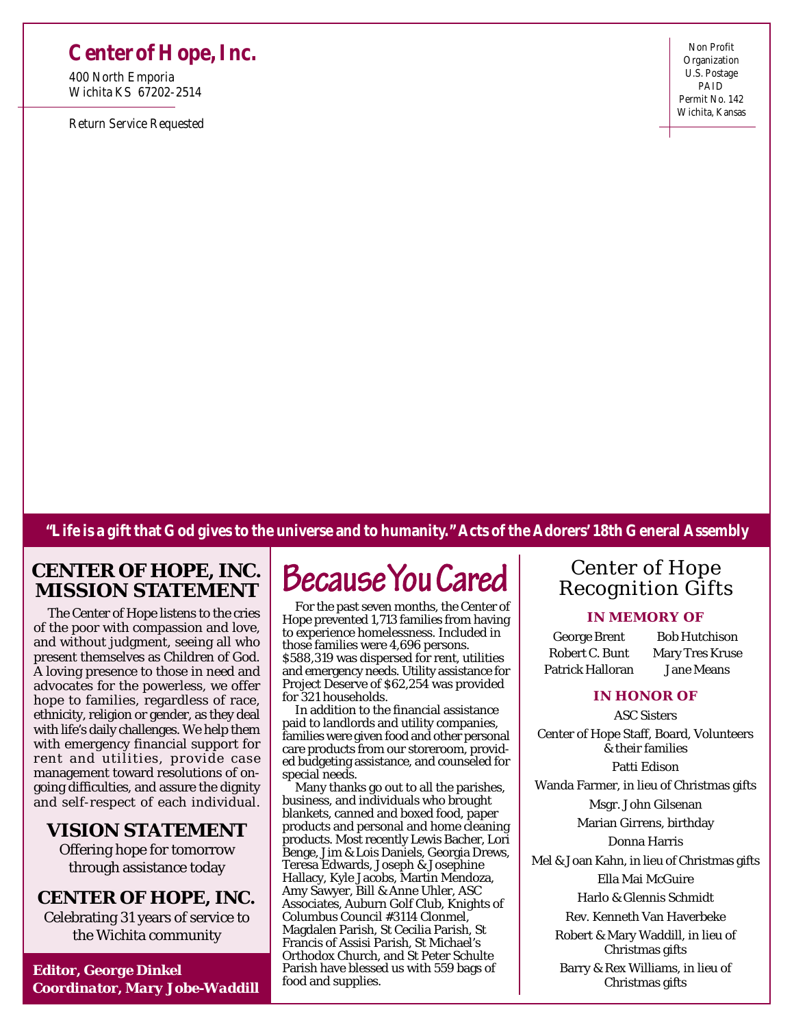**Center of Hope, Inc.**

400 North Emporia
Wichita KS 67202-2514

Return Service Requested

Non Profit
Organization
U.S. Postage
PAID
Permit No. 142
Wichita, Kansas

**"Life is a gift that God gives to the universe and to humanity." Acts of the Adorers' 18th General Assembly**

## CENTER OF HOPE, INC. MISSION STATEMENT

The Center of Hope listens to the cries of the poor with compassion and love, and without judgment, seeing all who present themselves as Children of God. A loving presence to those in need and advocates for the powerless, we offer hope to families, regardless of race, ethnicity, religion or gender, as they deal with life's daily challenges. We help them with emergency financial support for rent and utilities, provide case management toward resolutions of on-going difficulties, and assure the dignity and self-respect of each individual.

## VISION STATEMENT

Offering hope for tomorrow through assistance today

## CENTER OF HOPE, INC.

Celebrating 31 years of service to the Wichita community

**Editor, George Dinkel**
**Coordinator, Mary Jobe-Waddill**

## Because You Cared

For the past seven months, the Center of Hope prevented 1,713 families from having to experience homelessness. Included in those families were 4,696 persons. $588,319 was dispersed for rent, utilities and emergency needs. Utility assistance for Project Deserve of $62,254 was provided for 321 households.

In addition to the financial assistance paid to landlords and utility companies, families were given food and other personal care products from our storeroom, provided budgeting assistance, and counseled for special needs.

Many thanks go out to all the parishes, business, and individuals who brought blankets, canned and boxed food, paper products and personal and home cleaning products. Most recently Lewis Bacher, Lori Benge, Jim & Lois Daniels, Georgia Drews, Teresa Edwards, Joseph & Josephine Hallacy, Kyle Jacobs, Martin Mendoza, Amy Sawyer, Bill & Anne Uhler, ASC Associates, Auburn Golf Club, Knights of Columbus Council #3114 Clonmel, Magdalen Parish, St Cecilia Parish, St Francis of Assisi Parish, St Michael's Orthodox Church, and St Peter Schulte Parish have blessed us with 559 bags of food and supplies.

## Center of Hope Recognition Gifts

### IN MEMORY OF

George Brent
Robert C. Bunt
Patrick Halloran
Bob Hutchison
Mary Tres Kruse
Jane Means

### IN HONOR OF

ASC Sisters
Center of Hope Staff, Board, Volunteers & their families
Patti Edison
Wanda Farmer, in lieu of Christmas gifts
Msgr. John Gilsenan
Marian Girrens, birthday
Donna Harris
Mel & Joan Kahn, in lieu of Christmas gifts
Ella Mai McGuire
Harlo & Glennis Schmidt
Rev. Kenneth Van Haverbeke
Robert & Mary Waddill, in lieu of Christmas gifts
Barry & Rex Williams, in lieu of Christmas gifts